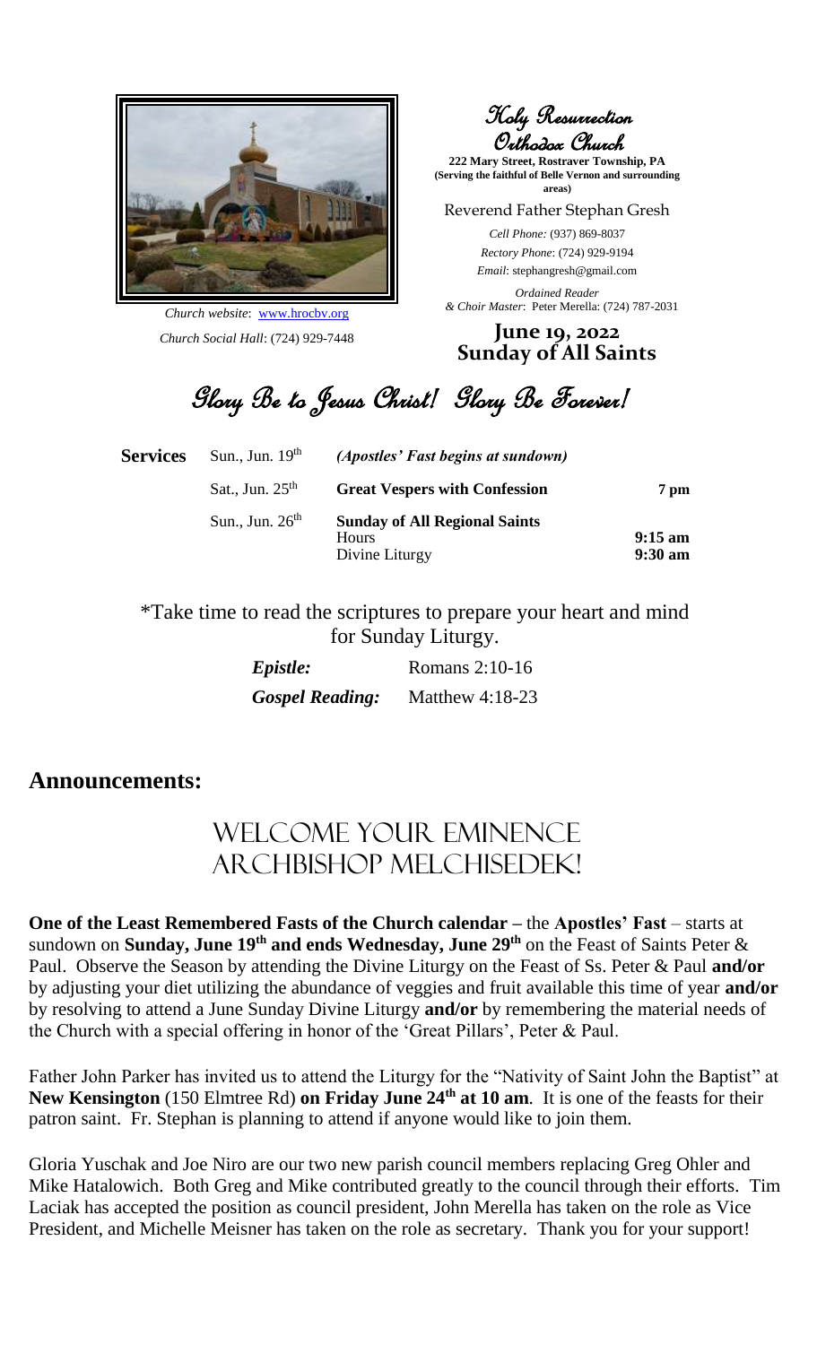*Church website*: www.hrocbv.org

*Church Social Hall*: (724) 929-7448

# Holy Resurrection Orthodox Church

**222 Mary Street, Rostraver Township, PA**
**(Serving the faithful of Belle Vernon and surrounding areas)**

Reverend Father Stephan Gresh

*Cell Phone:* (937) 869-8037
*Rectory Phone*: (724) 929-9194
*Email*: stephangresh@gmail.com

*Ordained Reader & Choir Master*: Peter Merella: (724) 787-2031

**June 19, 2022**
**Sunday of All Saints**

## Glory Be to Jesus Christ! Glory Be Forever!

| **Services** | | | |
|---|---|---|---|
| | Sun., Jun. 19th | *(Apostles' Fast begins at sundown)* | |
| | Sat., Jun. 25th | **Great Vespers with Confession** | **7 pm** |
| | Sun., Jun. 26th | **Sunday of All Regional Saints** | |
| | | Hours | **9:15 am** |
| | | Divine Liturgy | **9:30 am** |

*Take time to read the scriptures to prepare your heart and mind for Sunday Liturgy.

| | |
|---|---|
| ***Epistle:*** | Romans 2:10-16 |
| ***Gospel Reading:*** | Matthew 4:18-23 |

## Announcements:

## WELCOME YOUR EMINENCE ARCHBISHOP MELCHISEDEK!

**One of the Least Remembered Fasts of the Church calendar –** the **Apostles' Fast** – starts at sundown on **Sunday, June 19th and ends Wednesday, June 29th** on the Feast of Saints Peter & Paul. Observe the Season by attending the Divine Liturgy on the Feast of Ss. Peter & Paul **and/or** by adjusting your diet utilizing the abundance of veggies and fruit available this time of year **and/or** by resolving to attend a June Sunday Divine Liturgy **and/or** by remembering the material needs of the Church with a special offering in honor of the 'Great Pillars', Peter & Paul.

Father John Parker has invited us to attend the Liturgy for the "Nativity of Saint John the Baptist" at **New Kensington** (150 Elmtree Rd) **on Friday June 24th at 10 am**. It is one of the feasts for their patron saint. Fr. Stephan is planning to attend if anyone would like to join them.

Gloria Yuschak and Joe Niro are our two new parish council members replacing Greg Ohler and Mike Hatalowich. Both Greg and Mike contributed greatly to the council through their efforts. Tim Laciak has accepted the position as council president, John Merella has taken on the role as Vice President, and Michelle Meisner has taken on the role as secretary. Thank you for your support!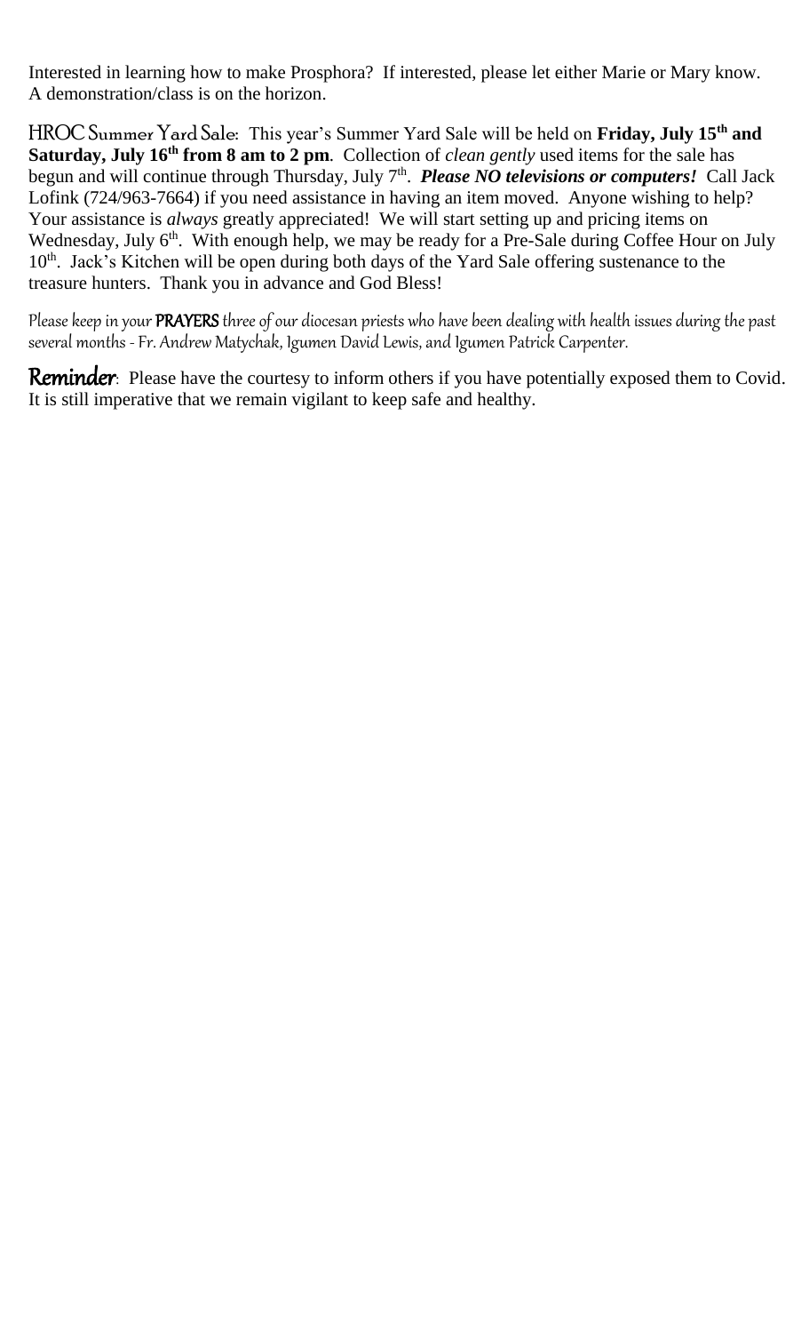Interested in learning how to make Prosphora? If interested, please let either Marie or Mary know. A demonstration/class is on the horizon.

HROC Summer Yard Sale: This year's Summer Yard Sale will be held on **Friday, July 15th and Saturday, July 16th from 8 am to 2 pm**. Collection of *clean gently* used items for the sale has begun and will continue through Thursday, July 7th. ***Please NO televisions or computers!*** Call Jack Lofink (724/963-7664) if you need assistance in having an item moved. Anyone wishing to help? Your assistance is *always* greatly appreciated! We will start setting up and pricing items on Wednesday, July 6th. With enough help, we may be ready for a Pre-Sale during Coffee Hour on July 10th. Jack's Kitchen will be open during both days of the Yard Sale offering sustenance to the treasure hunters. Thank you in advance and God Bless!

Please keep in your **PRAYERS** three of our diocesan priests who have been dealing with health issues during the past several months - Fr. Andrew Matychak, Igumen David Lewis, and Igumen Patrick Carpenter.

**Reminder**: Please have the courtesy to inform others if you have potentially exposed them to Covid. It is still imperative that we remain vigilant to keep safe and healthy.